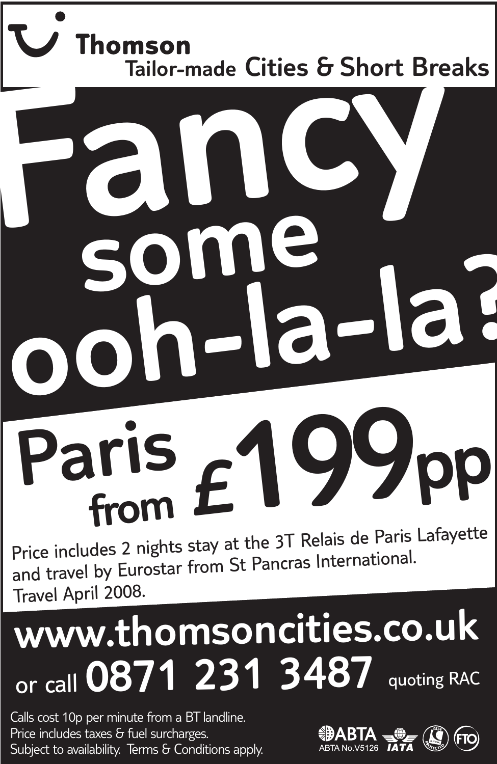**Thomson**

Tailor-made Cities & Short Breaks

# Fancy some ooh-la-la?

## Paris from £199pp

Price includes 2 nights stay at the 3T Relais de Paris Lafayette and travel by Eurostar from St Pancras International. Travel April 2008.

**www.thomsoncities.co.uk**

or call **0871 231 3487** quoting RAC

Calls cost 10p per minute from a BT landline.
Price includes taxes & fuel surcharges.
Subject to availability. Terms & Conditions apply.

ABTA ABTA No.V5126 IATA ATOL 2524 PROTECTED FTO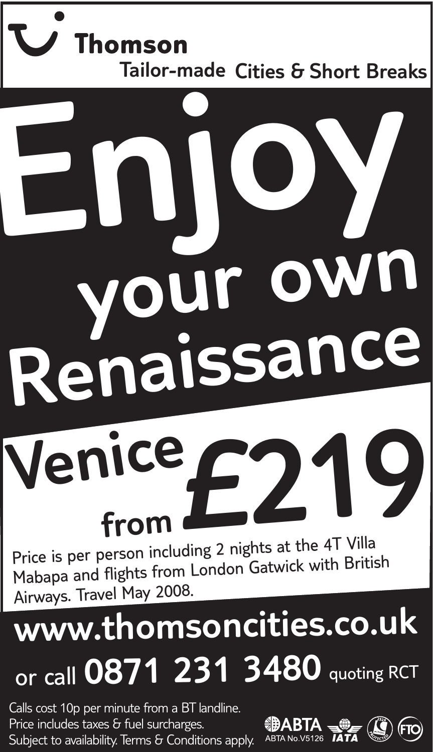# Thomson

Tailor-made Cities & Short Breaks

# Enjoy your own Renaissance

## Venice from £219

Price is per person including 2 nights at the 4T Villa Mabapa and flights from London Gatwick with British Airways. Travel May 2008.

**www.thomsoncities.co.uk**

or call **0871 231 3480** quoting RCT

Calls cost 10p per minute from a BT landline.
Price includes taxes & fuel surcharges.
Subject to availability. Terms & Conditions apply.

ABTA
ABTA No.V5126
IATA
FTO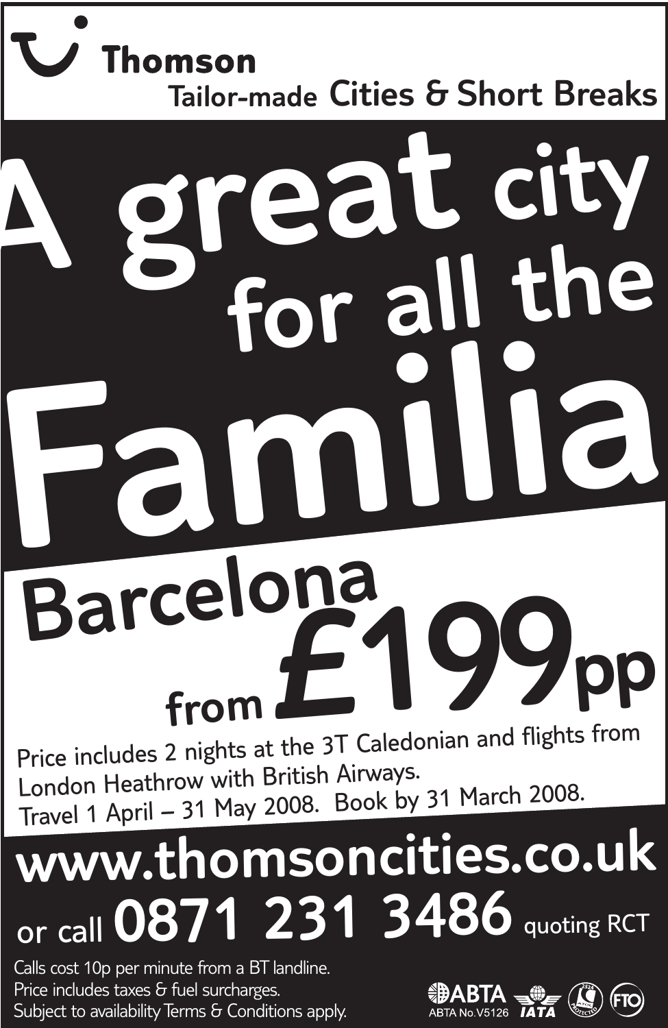**Thomson**

Tailor-made **Cities & Short Breaks**

# A great city for all the Familia

## Barcelona

from **£199**pp

Price includes 2 nights at the 3T Caledonian and flights from London Heathrow with British Airways.
Travel 1 April – 31 May 2008. Book by 31 March 2008.

**www.thomsoncities.co.uk**

or call **0871 231 3486** quoting RCT

Calls cost 10p per minute from a BT landline.
Price includes taxes & fuel surcharges.
Subject to availability Terms & Conditions apply.

ABTA ABTA No.V5126 IATA ATOL 2524 PROTECTED FTO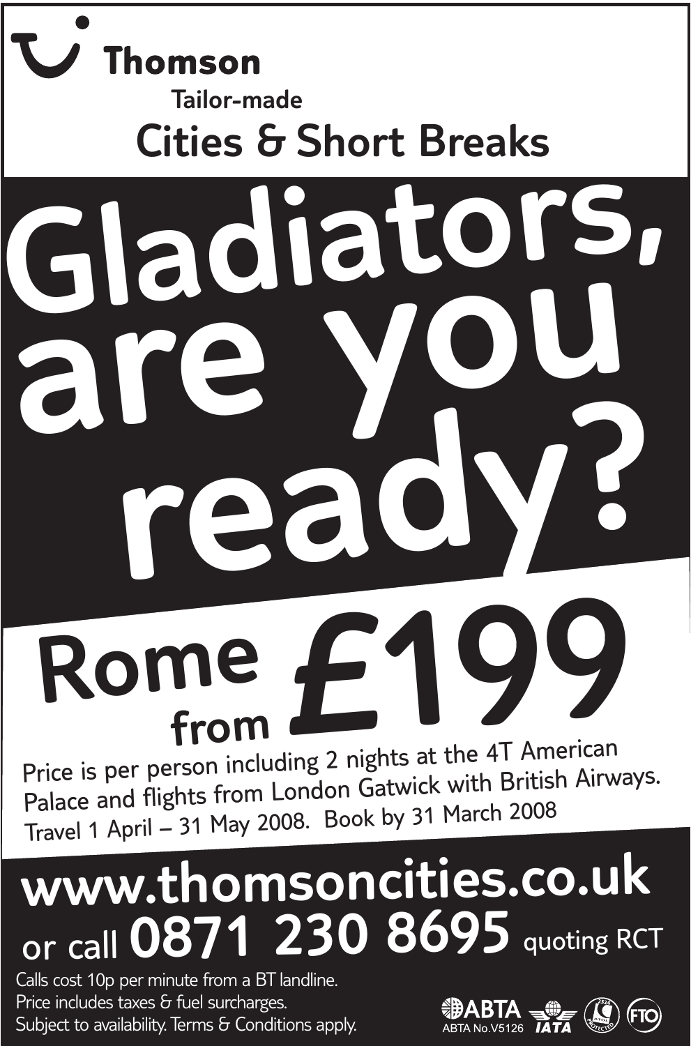**Thomson**

Tailor-made

## Cities & Short Breaks

# Gladiators, are you ready?

# Rome from £199

Price is per person including 2 nights at the 4T American Palace and flights from London Gatwick with British Airways. Travel 1 April – 31 May 2008. Book by 31 March 2008

## www.thomsoncities.co.uk

## or call 0871 230 8695 quoting RCT

Calls cost 10p per minute from a BT landline.
Price includes taxes & fuel surcharges.
Subject to availability. Terms & Conditions apply.

ABTA ABTA No.V5126 IATA ATOL PROTECTED 2524 FTO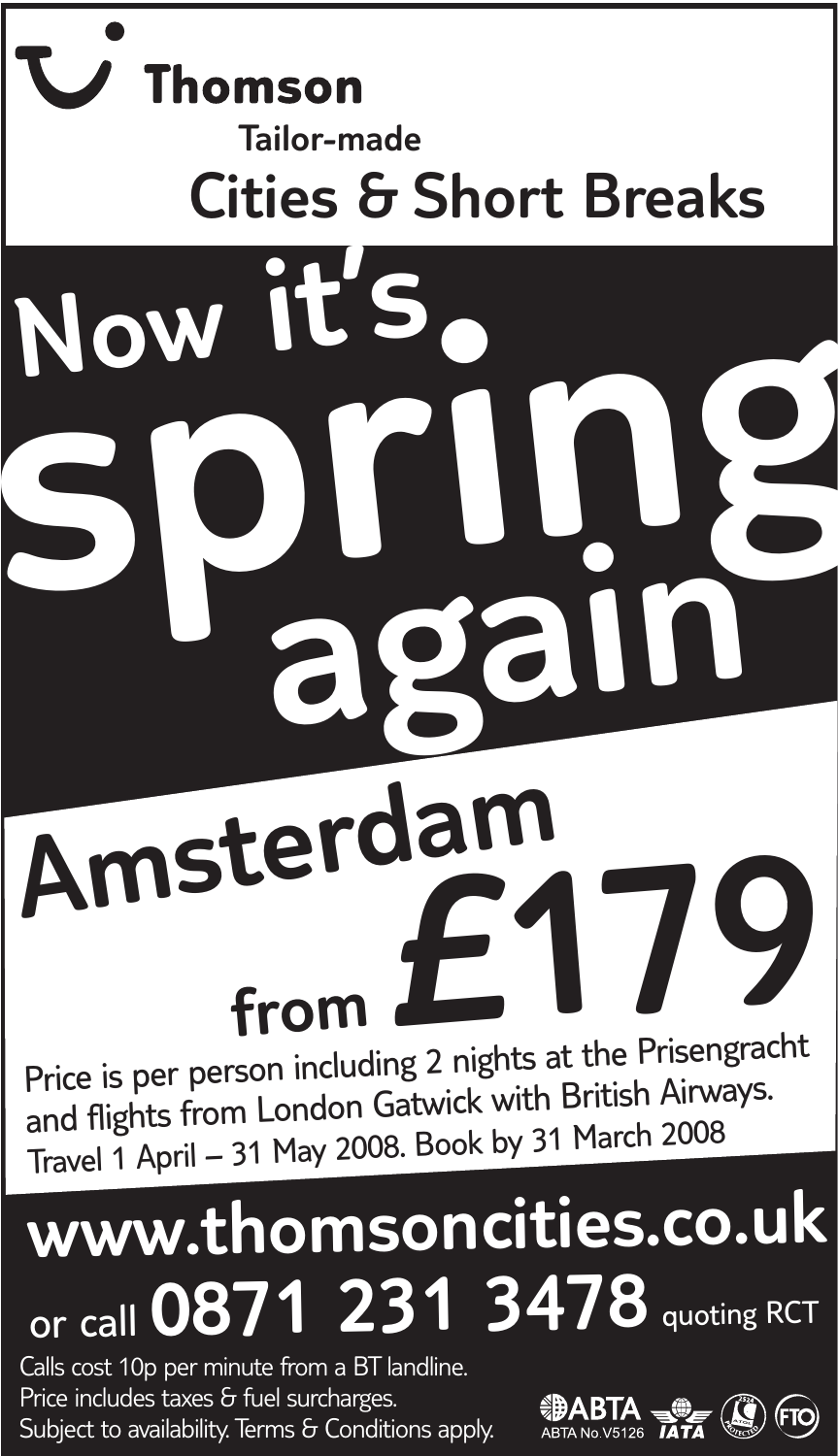# Thomson

Tailor-made

## Cities & Short Breaks

# Now it's spring again

# Amsterdam from £179

Price is per person including 2 nights at the Prisengracht and flights from London Gatwick with British Airways. Travel 1 April – 31 May 2008. Book by 31 March 2008

## www.thomsoncities.co.uk

## or call 0871 231 3478 quoting RCT

Calls cost 10p per minute from a BT landline.
Price includes taxes & fuel surcharges.
Subject to availability. Terms & Conditions apply.

ABTA ABTA No.V5126 IATA ATOL PROTECTED FTO